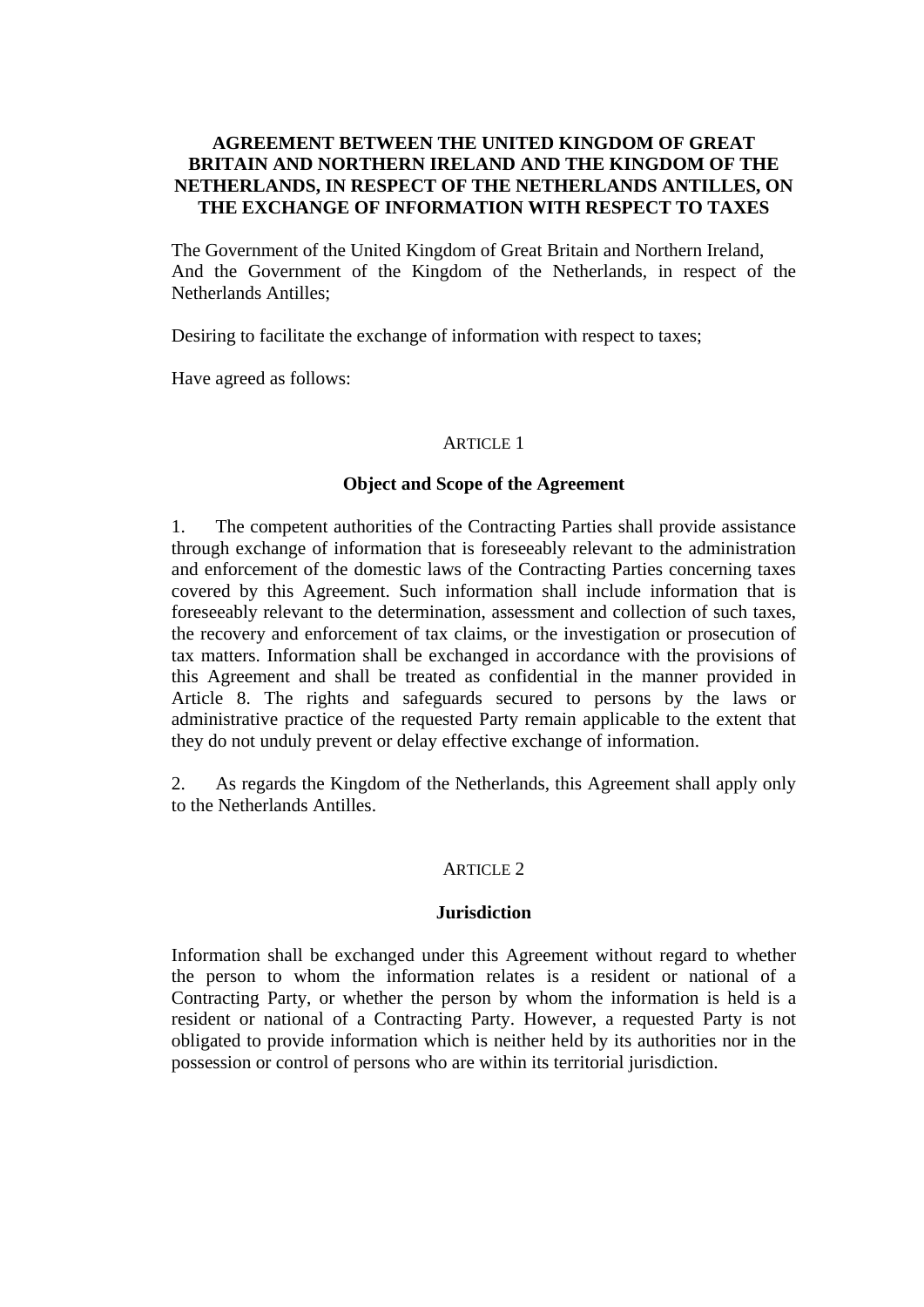# AGREEMENT BETWEEN THE UNITED KINGDOM OF GREAT BRITAIN AND NORTHERN IRELAND AND THE KINGDOM OF THE NETHERLANDS, IN RESPECT OF THE NETHERLANDS ANTILLES, ON THE EXCHANGE OF INFORMATION WITH RESPECT TO TAXES

The Government of the United Kingdom of Great Britain and Northern Ireland,
And the Government of the Kingdom of the Netherlands, in respect of the Netherlands Antilles;

Desiring to facilitate the exchange of information with respect to taxes;

Have agreed as follows:

## ARTICLE 1

### Object and Scope of the Agreement

1. The competent authorities of the Contracting Parties shall provide assistance through exchange of information that is foreseeably relevant to the administration and enforcement of the domestic laws of the Contracting Parties concerning taxes covered by this Agreement. Such information shall include information that is foreseeably relevant to the determination, assessment and collection of such taxes, the recovery and enforcement of tax claims, or the investigation or prosecution of tax matters. Information shall be exchanged in accordance with the provisions of this Agreement and shall be treated as confidential in the manner provided in Article 8. The rights and safeguards secured to persons by the laws or administrative practice of the requested Party remain applicable to the extent that they do not unduly prevent or delay effective exchange of information.

2. As regards the Kingdom of the Netherlands, this Agreement shall apply only to the Netherlands Antilles.

## ARTICLE 2

### Jurisdiction

Information shall be exchanged under this Agreement without regard to whether the person to whom the information relates is a resident or national of a Contracting Party, or whether the person by whom the information is held is a resident or national of a Contracting Party. However, a requested Party is not obligated to provide information which is neither held by its authorities nor in the possession or control of persons who are within its territorial jurisdiction.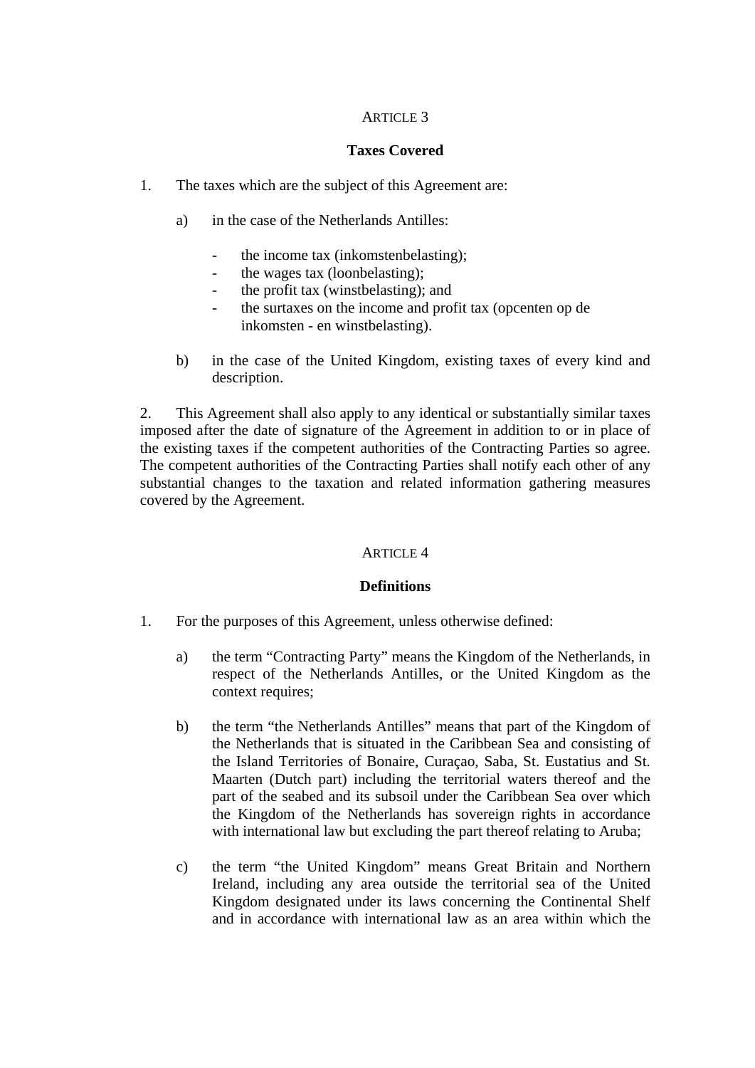## ARTICLE 3

### Taxes Covered

1. The taxes which are the subject of this Agreement are:

   a) in the case of the Netherlands Antilles:

      - the income tax (inkomstenbelasting);
      - the wages tax (loonbelasting);
      - the profit tax (winstbelasting); and
      - the surtaxes on the income and profit tax (opcenten op de inkomsten - en winstbelasting).

   b) in the case of the United Kingdom, existing taxes of every kind and description.

2. This Agreement shall also apply to any identical or substantially similar taxes imposed after the date of signature of the Agreement in addition to or in place of the existing taxes if the competent authorities of the Contracting Parties so agree. The competent authorities of the Contracting Parties shall notify each other of any substantial changes to the taxation and related information gathering measures covered by the Agreement.

## ARTICLE 4

### Definitions

1. For the purposes of this Agreement, unless otherwise defined:

   a) the term “Contracting Party” means the Kingdom of the Netherlands, in respect of the Netherlands Antilles, or the United Kingdom as the context requires;

   b) the term “the Netherlands Antilles” means that part of the Kingdom of the Netherlands that is situated in the Caribbean Sea and consisting of the Island Territories of Bonaire, Curaçao, Saba, St. Eustatius and St. Maarten (Dutch part) including the territorial waters thereof and the part of the seabed and its subsoil under the Caribbean Sea over which the Kingdom of the Netherlands has sovereign rights in accordance with international law but excluding the part thereof relating to Aruba;

   c) the term “the United Kingdom” means Great Britain and Northern Ireland, including any area outside the territorial sea of the United Kingdom designated under its laws concerning the Continental Shelf and in accordance with international law as an area within which the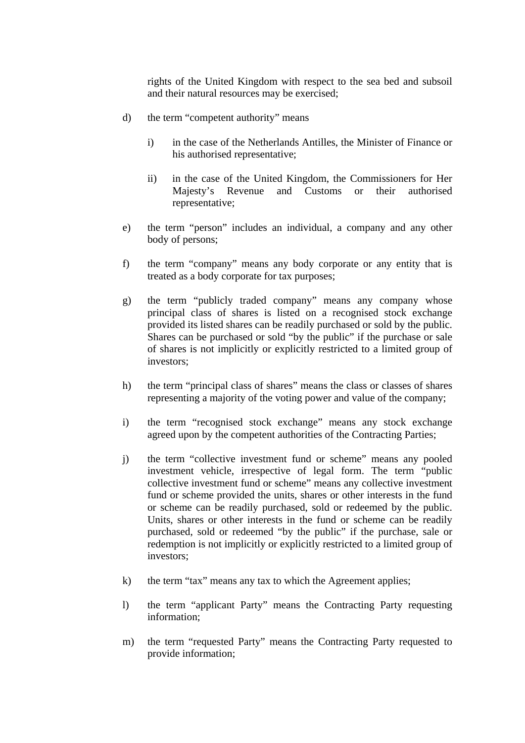rights of the United Kingdom with respect to the sea bed and subsoil and their natural resources may be exercised;

d) the term "competent authority" means

   i) in the case of the Netherlands Antilles, the Minister of Finance or his authorised representative;

   ii) in the case of the United Kingdom, the Commissioners for Her Majesty's Revenue and Customs or their authorised representative;

e) the term "person" includes an individual, a company and any other body of persons;

f) the term "company" means any body corporate or any entity that is treated as a body corporate for tax purposes;

g) the term "publicly traded company" means any company whose principal class of shares is listed on a recognised stock exchange provided its listed shares can be readily purchased or sold by the public. Shares can be purchased or sold "by the public" if the purchase or sale of shares is not implicitly or explicitly restricted to a limited group of investors;

h) the term "principal class of shares" means the class or classes of shares representing a majority of the voting power and value of the company;

i) the term "recognised stock exchange" means any stock exchange agreed upon by the competent authorities of the Contracting Parties;

j) the term "collective investment fund or scheme" means any pooled investment vehicle, irrespective of legal form. The term "public collective investment fund or scheme" means any collective investment fund or scheme provided the units, shares or other interests in the fund or scheme can be readily purchased, sold or redeemed by the public. Units, shares or other interests in the fund or scheme can be readily purchased, sold or redeemed "by the public" if the purchase, sale or redemption is not implicitly or explicitly restricted to a limited group of investors;

k) the term "tax" means any tax to which the Agreement applies;

l) the term "applicant Party" means the Contracting Party requesting information;

m) the term "requested Party" means the Contracting Party requested to provide information;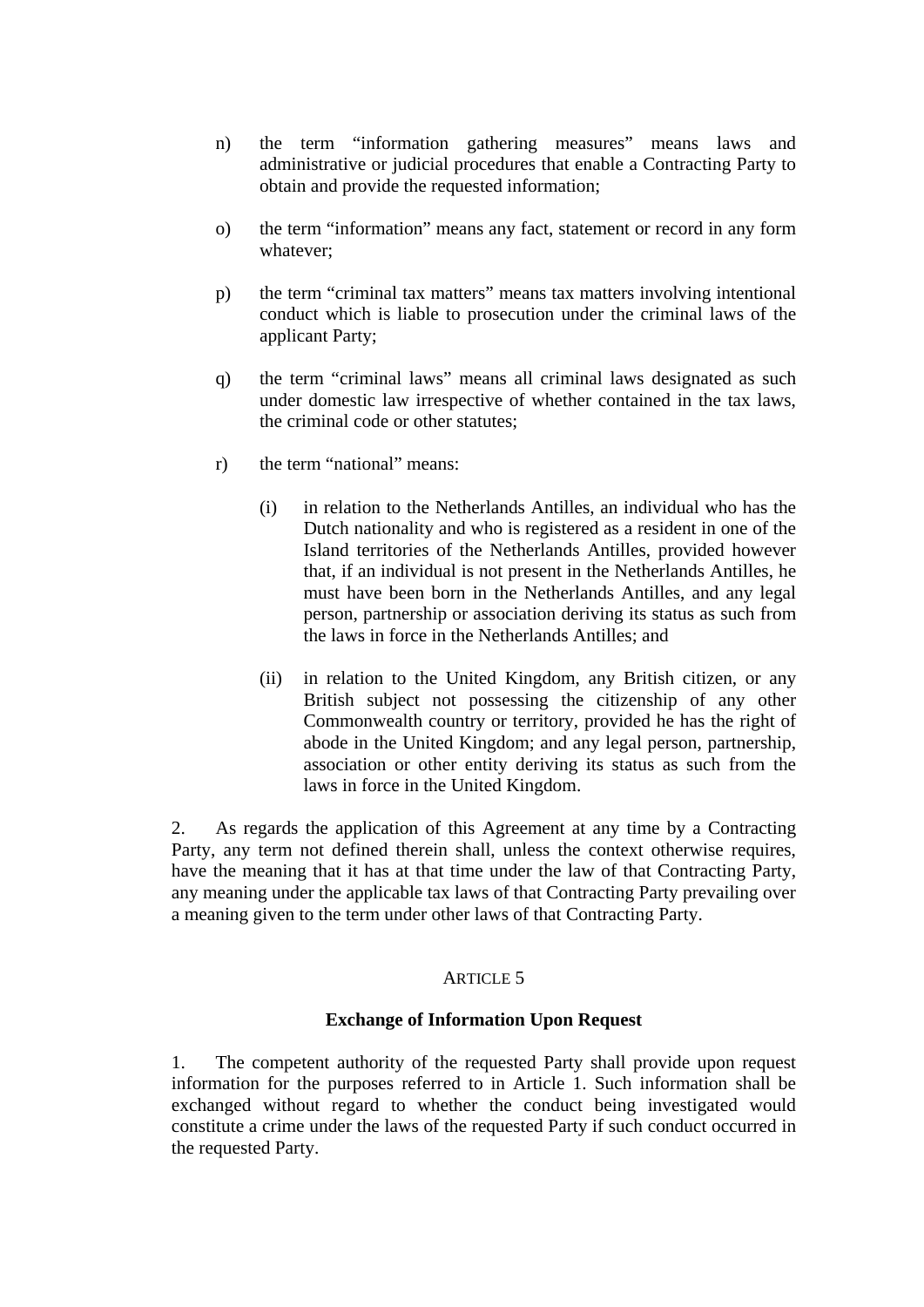n) the term "information gathering measures" means laws and administrative or judicial procedures that enable a Contracting Party to obtain and provide the requested information;

o) the term "information" means any fact, statement or record in any form whatever;

p) the term "criminal tax matters" means tax matters involving intentional conduct which is liable to prosecution under the criminal laws of the applicant Party;

q) the term "criminal laws" means all criminal laws designated as such under domestic law irrespective of whether contained in the tax laws, the criminal code or other statutes;

r) the term "national" means:

(i) in relation to the Netherlands Antilles, an individual who has the Dutch nationality and who is registered as a resident in one of the Island territories of the Netherlands Antilles, provided however that, if an individual is not present in the Netherlands Antilles, he must have been born in the Netherlands Antilles, and any legal person, partnership or association deriving its status as such from the laws in force in the Netherlands Antilles; and

(ii) in relation to the United Kingdom, any British citizen, or any British subject not possessing the citizenship of any other Commonwealth country or territory, provided he has the right of abode in the United Kingdom; and any legal person, partnership, association or other entity deriving its status as such from the laws in force in the United Kingdom.

2. As regards the application of this Agreement at any time by a Contracting Party, any term not defined therein shall, unless the context otherwise requires, have the meaning that it has at that time under the law of that Contracting Party, any meaning under the applicable tax laws of that Contracting Party prevailing over a meaning given to the term under other laws of that Contracting Party.

## ARTICLE 5

### Exchange of Information Upon Request

1. The competent authority of the requested Party shall provide upon request information for the purposes referred to in Article 1. Such information shall be exchanged without regard to whether the conduct being investigated would constitute a crime under the laws of the requested Party if such conduct occurred in the requested Party.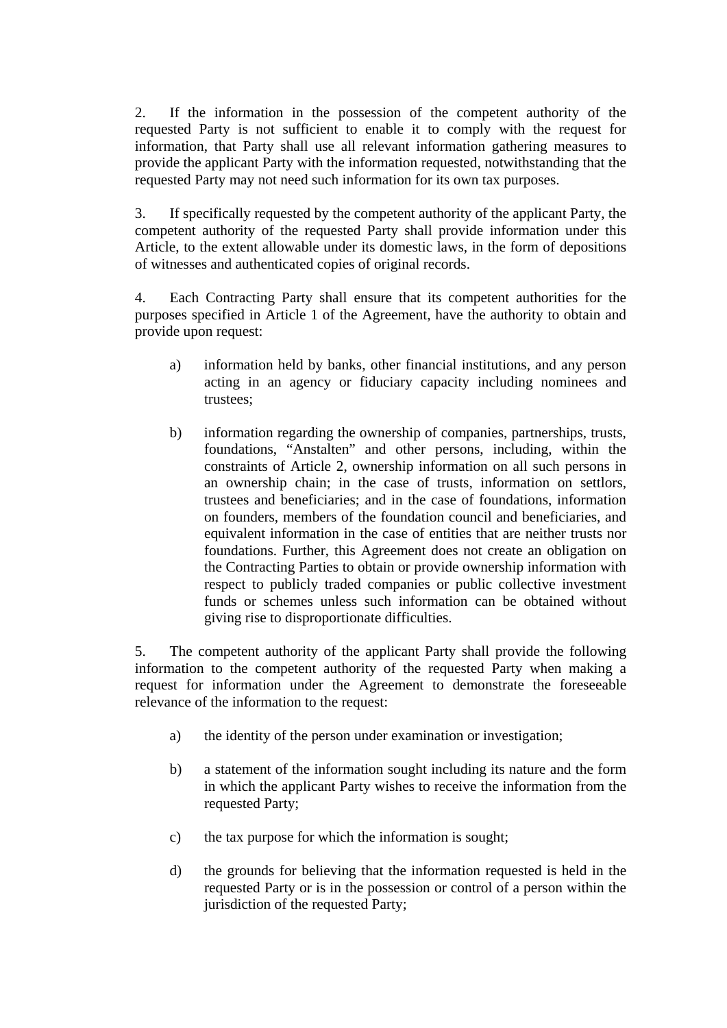2. If the information in the possession of the competent authority of the requested Party is not sufficient to enable it to comply with the request for information, that Party shall use all relevant information gathering measures to provide the applicant Party with the information requested, notwithstanding that the requested Party may not need such information for its own tax purposes.

3. If specifically requested by the competent authority of the applicant Party, the competent authority of the requested Party shall provide information under this Article, to the extent allowable under its domestic laws, in the form of depositions of witnesses and authenticated copies of original records.

4. Each Contracting Party shall ensure that its competent authorities for the purposes specified in Article 1 of the Agreement, have the authority to obtain and provide upon request:

a) information held by banks, other financial institutions, and any person acting in an agency or fiduciary capacity including nominees and trustees;

b) information regarding the ownership of companies, partnerships, trusts, foundations, “Anstalten” and other persons, including, within the constraints of Article 2, ownership information on all such persons in an ownership chain; in the case of trusts, information on settlors, trustees and beneficiaries; and in the case of foundations, information on founders, members of the foundation council and beneficiaries, and equivalent information in the case of entities that are neither trusts nor foundations. Further, this Agreement does not create an obligation on the Contracting Parties to obtain or provide ownership information with respect to publicly traded companies or public collective investment funds or schemes unless such information can be obtained without giving rise to disproportionate difficulties.

5. The competent authority of the applicant Party shall provide the following information to the competent authority of the requested Party when making a request for information under the Agreement to demonstrate the foreseeable relevance of the information to the request:

a) the identity of the person under examination or investigation;

b) a statement of the information sought including its nature and the form in which the applicant Party wishes to receive the information from the requested Party;

c) the tax purpose for which the information is sought;

d) the grounds for believing that the information requested is held in the requested Party or is in the possession or control of a person within the jurisdiction of the requested Party;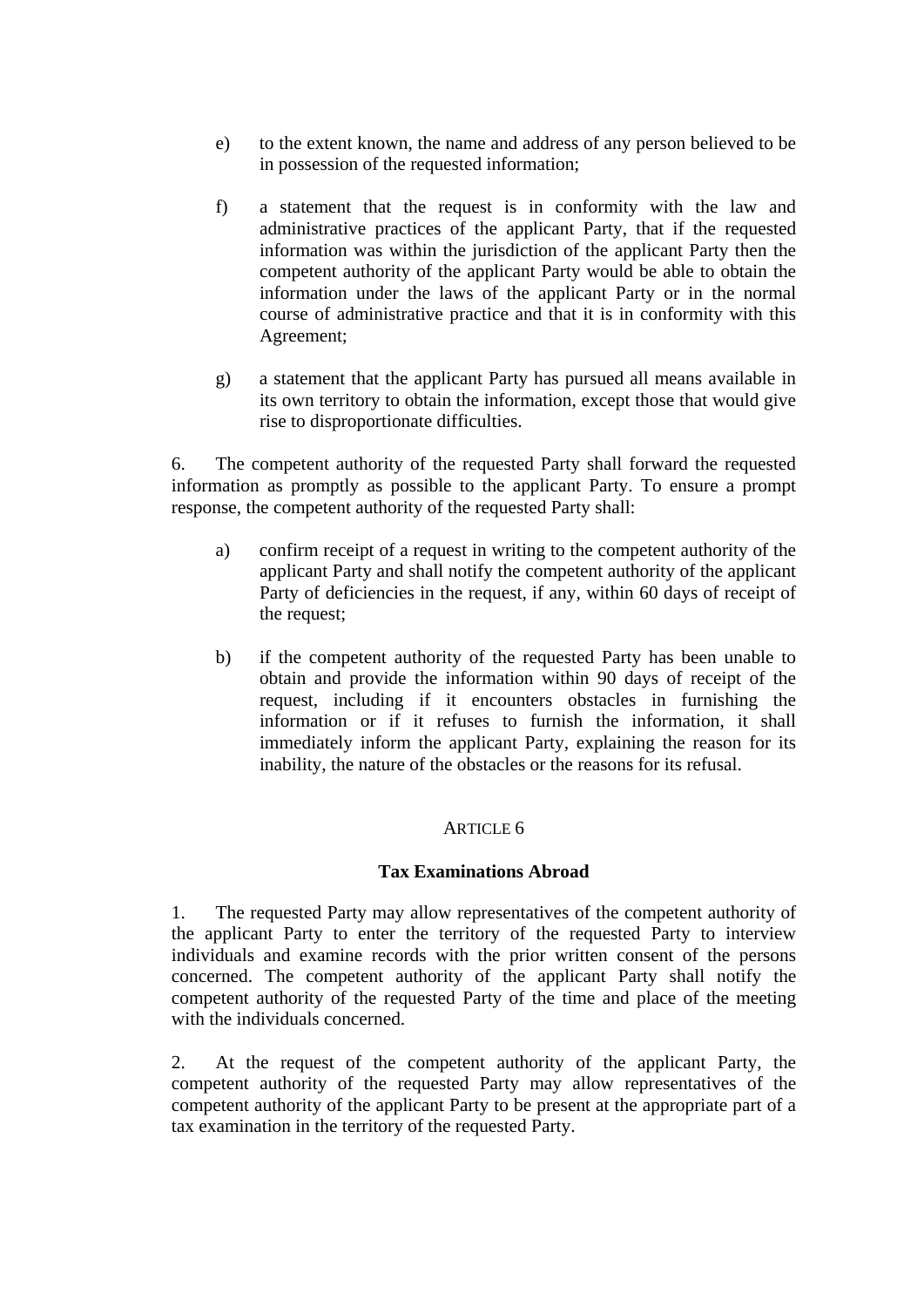e) to the extent known, the name and address of any person believed to be in possession of the requested information;

f) a statement that the request is in conformity with the law and administrative practices of the applicant Party, that if the requested information was within the jurisdiction of the applicant Party then the competent authority of the applicant Party would be able to obtain the information under the laws of the applicant Party or in the normal course of administrative practice and that it is in conformity with this Agreement;

g) a statement that the applicant Party has pursued all means available in its own territory to obtain the information, except those that would give rise to disproportionate difficulties.

6. The competent authority of the requested Party shall forward the requested information as promptly as possible to the applicant Party. To ensure a prompt response, the competent authority of the requested Party shall:

a) confirm receipt of a request in writing to the competent authority of the applicant Party and shall notify the competent authority of the applicant Party of deficiencies in the request, if any, within 60 days of receipt of the request;

b) if the competent authority of the requested Party has been unable to obtain and provide the information within 90 days of receipt of the request, including if it encounters obstacles in furnishing the information or if it refuses to furnish the information, it shall immediately inform the applicant Party, explaining the reason for its inability, the nature of the obstacles or the reasons for its refusal.

## ARTICLE 6

### Tax Examinations Abroad

1. The requested Party may allow representatives of the competent authority of the applicant Party to enter the territory of the requested Party to interview individuals and examine records with the prior written consent of the persons concerned. The competent authority of the applicant Party shall notify the competent authority of the requested Party of the time and place of the meeting with the individuals concerned.

2. At the request of the competent authority of the applicant Party, the competent authority of the requested Party may allow representatives of the competent authority of the applicant Party to be present at the appropriate part of a tax examination in the territory of the requested Party.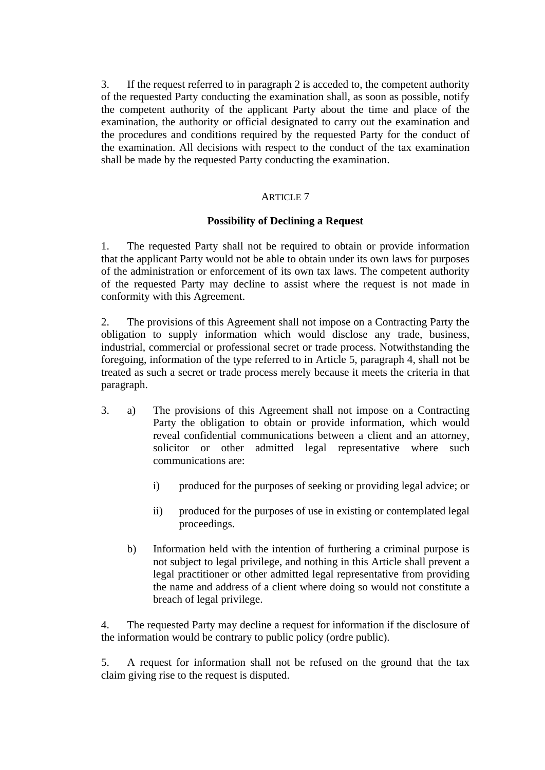3. If the request referred to in paragraph 2 is acceded to, the competent authority of the requested Party conducting the examination shall, as soon as possible, notify the competent authority of the applicant Party about the time and place of the examination, the authority or official designated to carry out the examination and the procedures and conditions required by the requested Party for the conduct of the examination. All decisions with respect to the conduct of the tax examination shall be made by the requested Party conducting the examination.

## ARTICLE 7

### Possibility of Declining a Request

1. The requested Party shall not be required to obtain or provide information that the applicant Party would not be able to obtain under its own laws for purposes of the administration or enforcement of its own tax laws. The competent authority of the requested Party may decline to assist where the request is not made in conformity with this Agreement.

2. The provisions of this Agreement shall not impose on a Contracting Party the obligation to supply information which would disclose any trade, business, industrial, commercial or professional secret or trade process. Notwithstanding the foregoing, information of the type referred to in Article 5, paragraph 4, shall not be treated as such a secret or trade process merely because it meets the criteria in that paragraph.

3. a) The provisions of this Agreement shall not impose on a Contracting Party the obligation to obtain or provide information, which would reveal confidential communications between a client and an attorney, solicitor or other admitted legal representative where such communications are:

   i) produced for the purposes of seeking or providing legal advice; or

   ii) produced for the purposes of use in existing or contemplated legal proceedings.

   b) Information held with the intention of furthering a criminal purpose is not subject to legal privilege, and nothing in this Article shall prevent a legal practitioner or other admitted legal representative from providing the name and address of a client where doing so would not constitute a breach of legal privilege.

4. The requested Party may decline a request for information if the disclosure of the information would be contrary to public policy (ordre public).

5. A request for information shall not be refused on the ground that the tax claim giving rise to the request is disputed.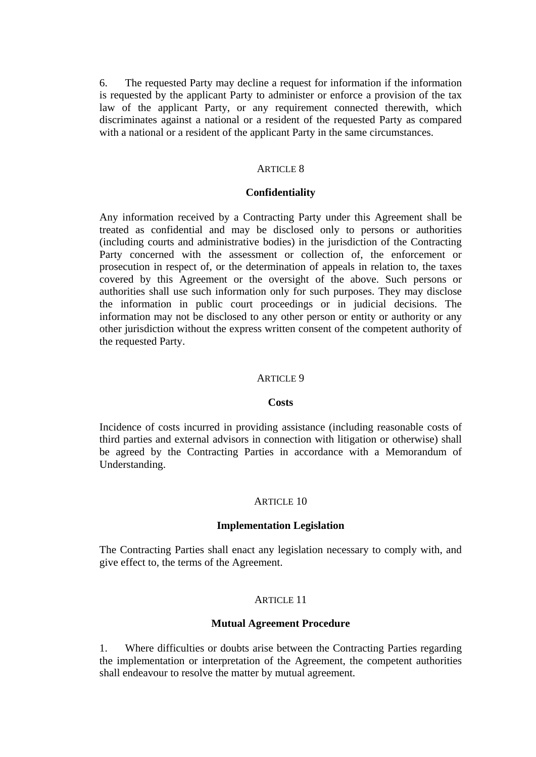6. The requested Party may decline a request for information if the information is requested by the applicant Party to administer or enforce a provision of the tax law of the applicant Party, or any requirement connected therewith, which discriminates against a national or a resident of the requested Party as compared with a national or a resident of the applicant Party in the same circumstances.

ARTICLE 8

**Confidentiality**

Any information received by a Contracting Party under this Agreement shall be treated as confidential and may be disclosed only to persons or authorities (including courts and administrative bodies) in the jurisdiction of the Contracting Party concerned with the assessment or collection of, the enforcement or prosecution in respect of, or the determination of appeals in relation to, the taxes covered by this Agreement or the oversight of the above. Such persons or authorities shall use such information only for such purposes. They may disclose the information in public court proceedings or in judicial decisions. The information may not be disclosed to any other person or entity or authority or any other jurisdiction without the express written consent of the competent authority of the requested Party.

ARTICLE 9

**Costs**

Incidence of costs incurred in providing assistance (including reasonable costs of third parties and external advisors in connection with litigation or otherwise) shall be agreed by the Contracting Parties in accordance with a Memorandum of Understanding.

ARTICLE 10

**Implementation Legislation**

The Contracting Parties shall enact any legislation necessary to comply with, and give effect to, the terms of the Agreement.

ARTICLE 11

**Mutual Agreement Procedure**

1. Where difficulties or doubts arise between the Contracting Parties regarding the implementation or interpretation of the Agreement, the competent authorities shall endeavour to resolve the matter by mutual agreement.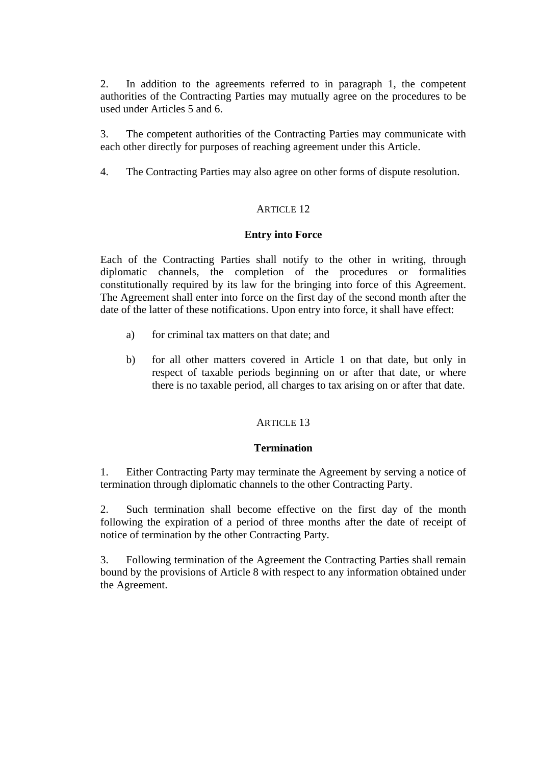2. In addition to the agreements referred to in paragraph 1, the competent authorities of the Contracting Parties may mutually agree on the procedures to be used under Articles 5 and 6.

3. The competent authorities of the Contracting Parties may communicate with each other directly for purposes of reaching agreement under this Article.

4. The Contracting Parties may also agree on other forms of dispute resolution.

## ARTICLE 12

### Entry into Force

Each of the Contracting Parties shall notify to the other in writing, through diplomatic channels, the completion of the procedures or formalities constitutionally required by its law for the bringing into force of this Agreement. The Agreement shall enter into force on the first day of the second month after the date of the latter of these notifications. Upon entry into force, it shall have effect:

a) for criminal tax matters on that date; and

b) for all other matters covered in Article 1 on that date, but only in respect of taxable periods beginning on or after that date, or where there is no taxable period, all charges to tax arising on or after that date.

## ARTICLE 13

### Termination

1. Either Contracting Party may terminate the Agreement by serving a notice of termination through diplomatic channels to the other Contracting Party.

2. Such termination shall become effective on the first day of the month following the expiration of a period of three months after the date of receipt of notice of termination by the other Contracting Party.

3. Following termination of the Agreement the Contracting Parties shall remain bound by the provisions of Article 8 with respect to any information obtained under the Agreement.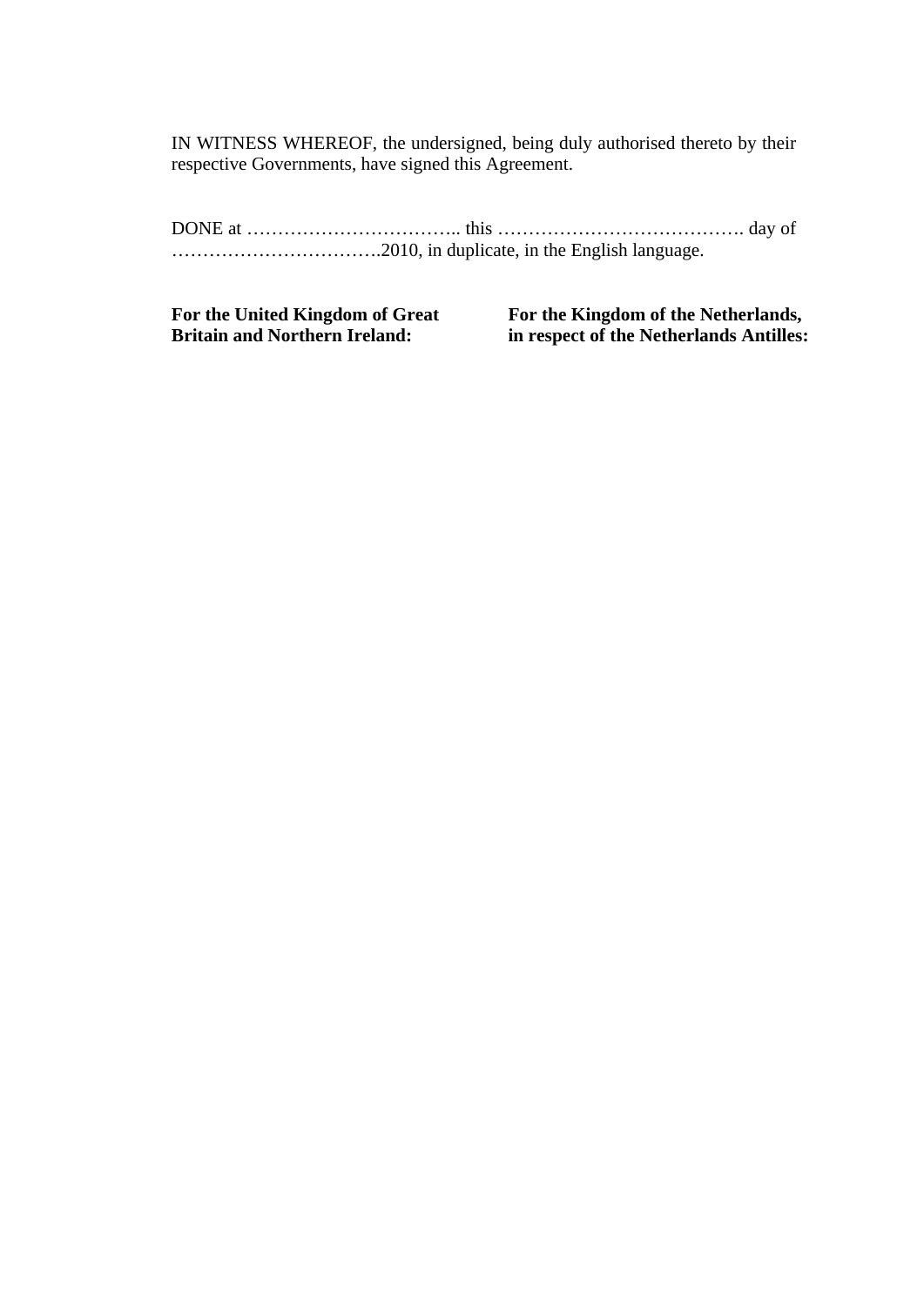IN WITNESS WHEREOF, the undersigned, being duly authorised thereto by their respective Governments, have signed this Agreement.

DONE at …………………………….. this …………………………………. day of …………………………….2010, in duplicate, in the English language.

| | |
|---|---|
| **For the United Kingdom of Great Britain and Northern Ireland:** | **For the Kingdom of the Netherlands, in respect of the Netherlands Antilles:** |